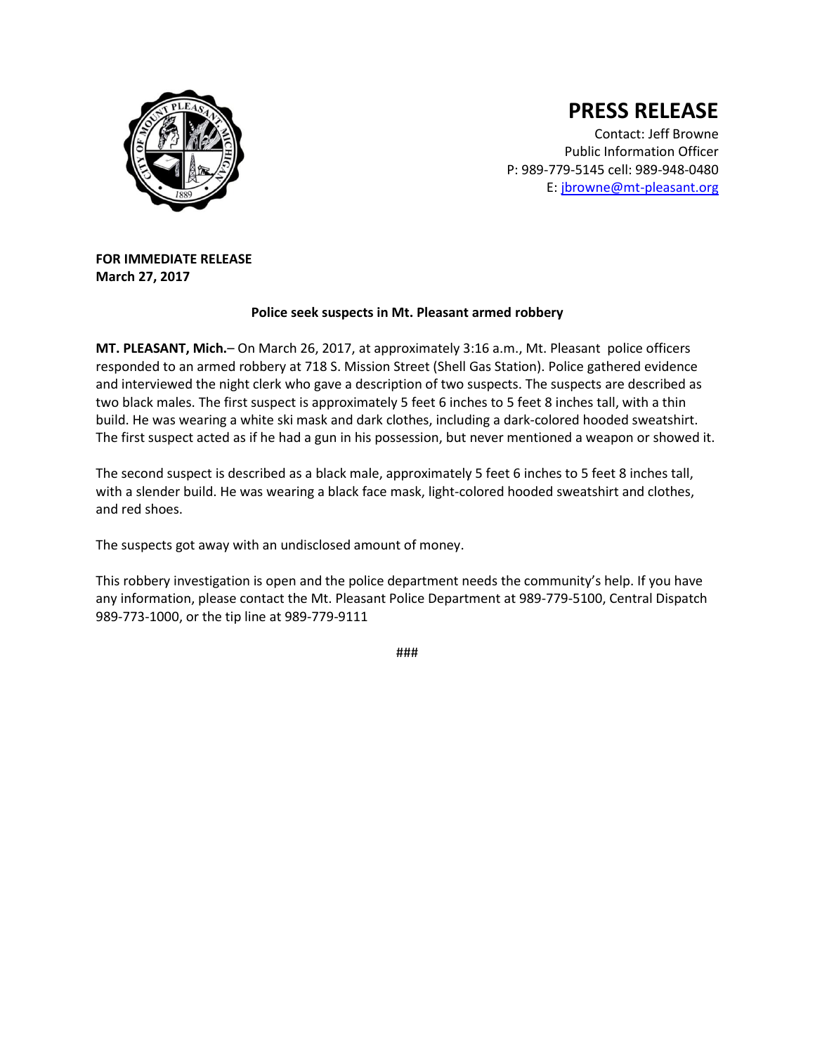# PRESS RELEASE

Contact: Jeff Browne
Public Information Officer
P: 989-779-5145 cell: 989-948-0480
E: jbrowne@mt-pleasant.org

**FOR IMMEDIATE RELEASE**
**March 27, 2017**

**Police seek suspects in Mt. Pleasant armed robbery**

**MT. PLEASANT, Mich.**– On March 26, 2017, at approximately 3:16 a.m., Mt. Pleasant police officers responded to an armed robbery at 718 S. Mission Street (Shell Gas Station). Police gathered evidence and interviewed the night clerk who gave a description of two suspects. The suspects are described as two black males. The first suspect is approximately 5 feet 6 inches to 5 feet 8 inches tall, with a thin build. He was wearing a white ski mask and dark clothes, including a dark-colored hooded sweatshirt. The first suspect acted as if he had a gun in his possession, but never mentioned a weapon or showed it.

The second suspect is described as a black male, approximately 5 feet 6 inches to 5 feet 8 inches tall, with a slender build. He was wearing a black face mask, light-colored hooded sweatshirt and clothes, and red shoes.

The suspects got away with an undisclosed amount of money.

This robbery investigation is open and the police department needs the community's help. If you have any information, please contact the Mt. Pleasant Police Department at 989-779-5100, Central Dispatch 989-773-1000, or the tip line at 989-779-9111

###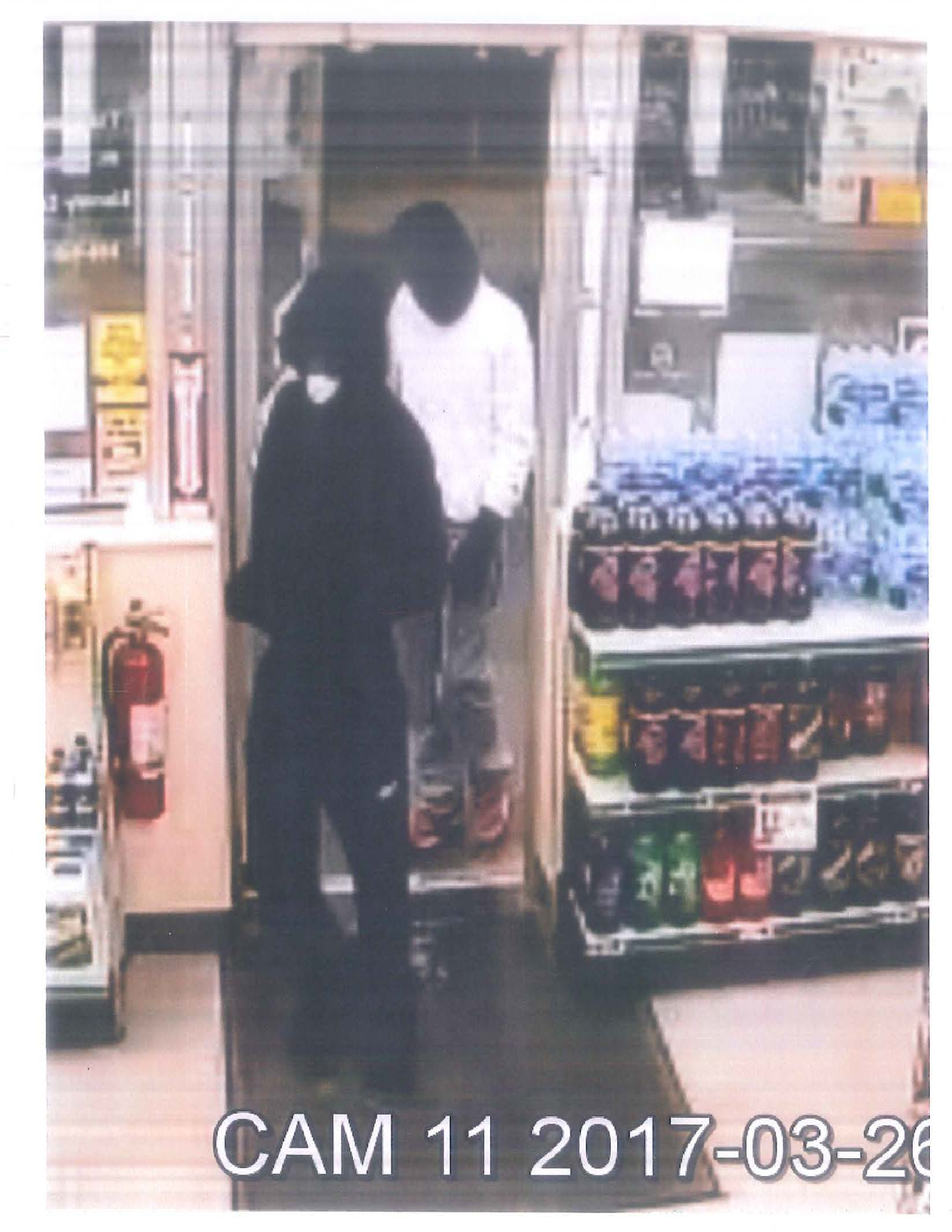CAM 11 2017-03-26